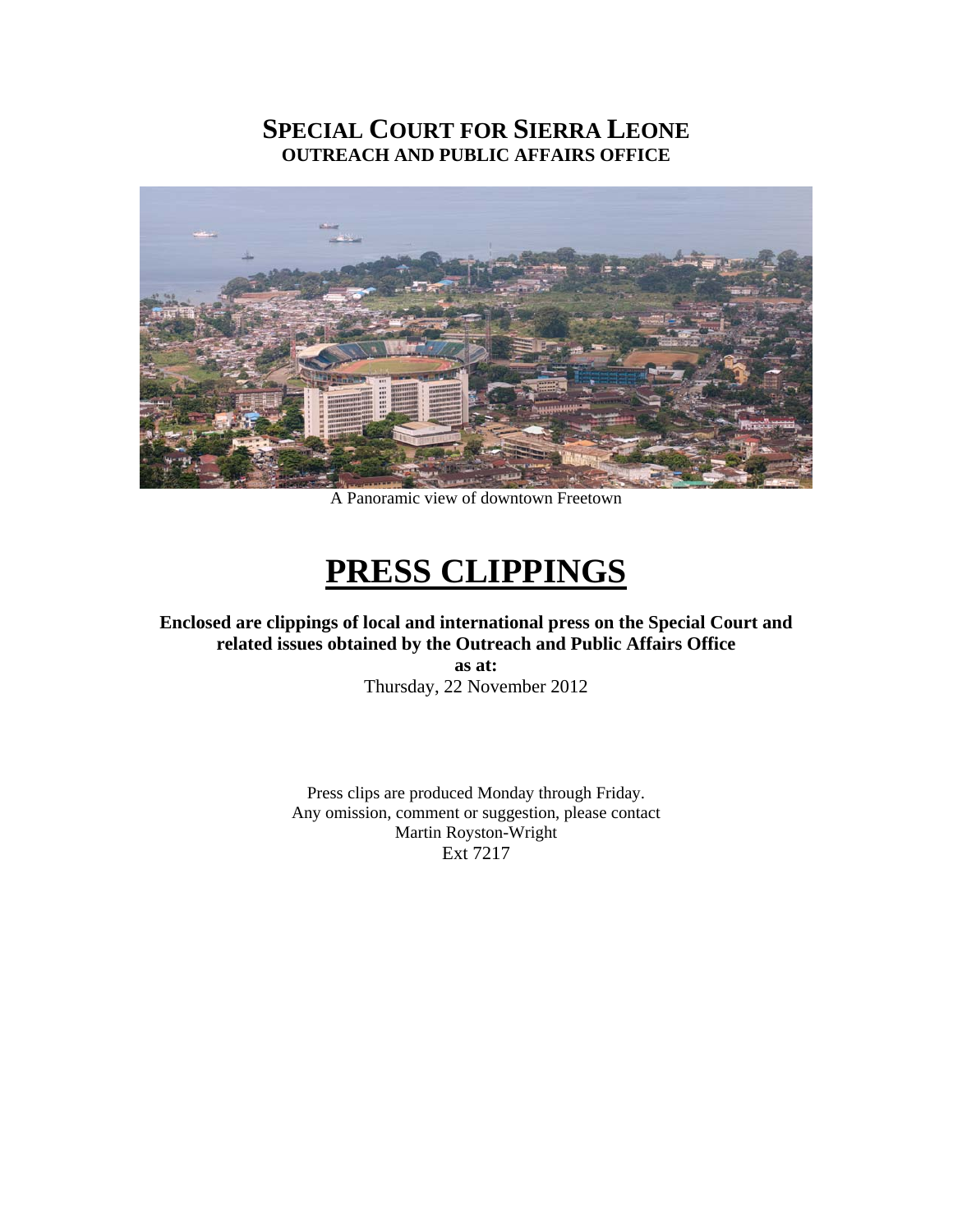# SPECIAL COURT FOR SIERRA LEONE

## OUTREACH AND PUBLIC AFFAIRS OFFICE

A Panoramic view of downtown Freetown

# PRESS CLIPPINGS

**Enclosed are clippings of local and international press on the Special Court and related issues obtained by the Outreach and Public Affairs Office**

**as at:**

Thursday, 22 November 2012

Press clips are produced Monday through Friday.
Any omission, comment or suggestion, please contact
Martin Royston-Wright
Ext 7217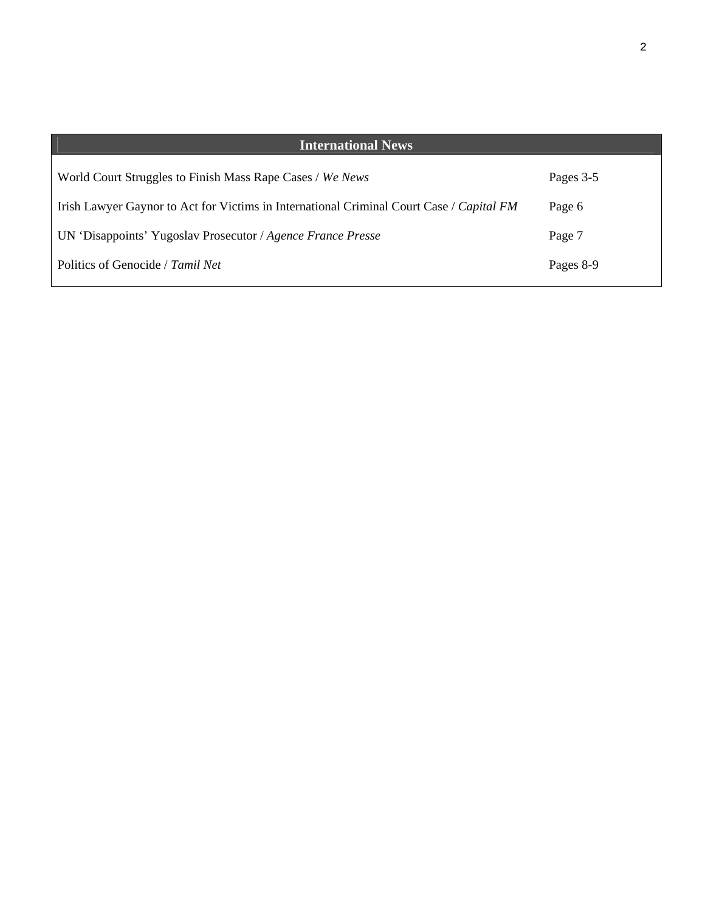| International News | |
|---|---|
| World Court Struggles to Finish Mass Rape Cases / *We News* | Pages 3-5 |
| Irish Lawyer Gaynor to Act for Victims in International Criminal Court Case / *Capital FM* | Page 6 |
| UN ‘Disappoints’ Yugoslav Prosecutor / *Agence France Presse* | Page 7 |
| Politics of Genocide / *Tamil Net* | Pages 8-9 |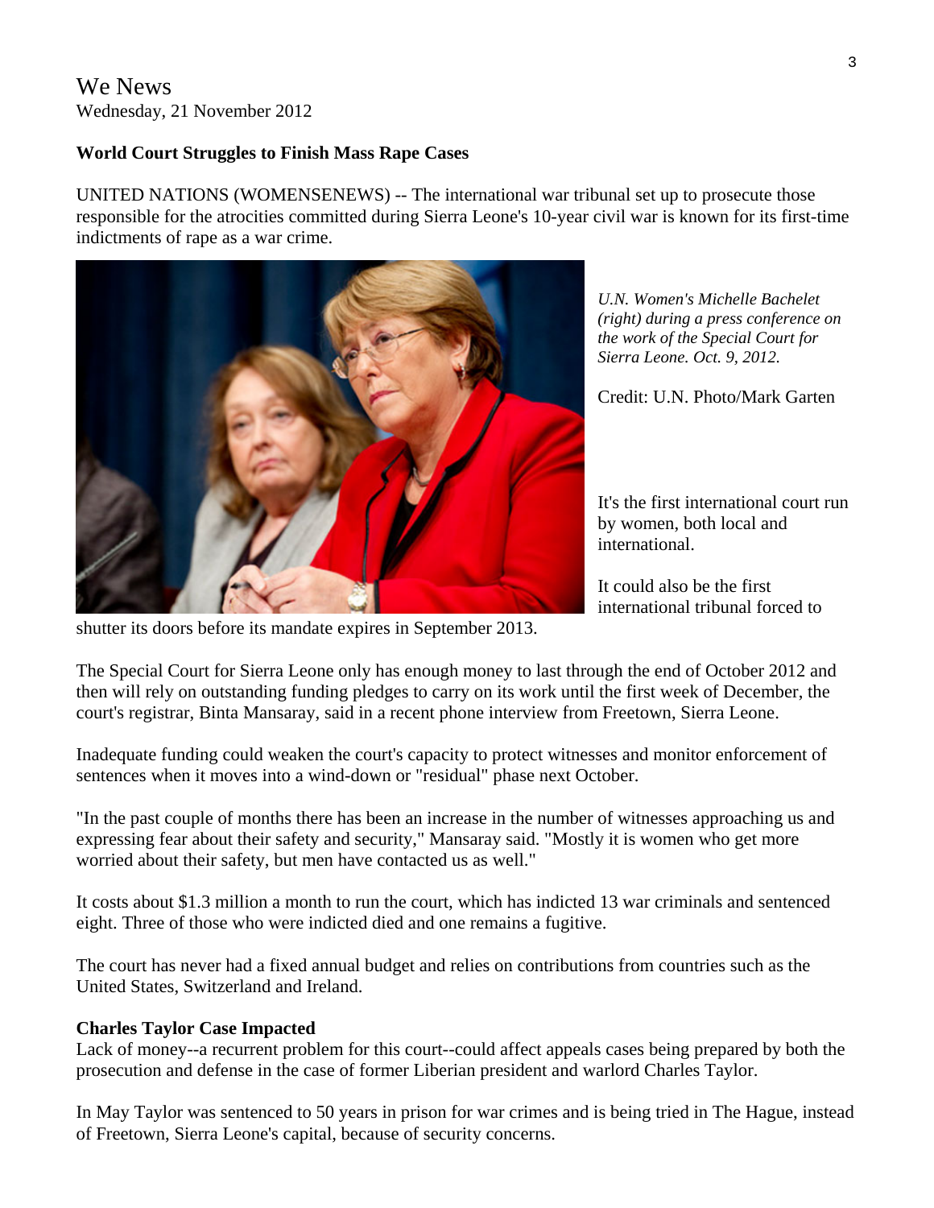We News
Wednesday, 21 November 2012

**World Court Struggles to Finish Mass Rape Cases**

UNITED NATIONS (WOMENSENEWS) -- The international war tribunal set up to prosecute those responsible for the atrocities committed during Sierra Leone's 10-year civil war is known for its first-time indictments of rape as a war crime.

*U.N. Women's Michelle Bachelet (right) during a press conference on the work of the Special Court for Sierra Leone. Oct. 9, 2012.*

Credit: U.N. Photo/Mark Garten

It's the first international court run by women, both local and international.

It could also be the first international tribunal forced to shutter its doors before its mandate expires in September 2013.

The Special Court for Sierra Leone only has enough money to last through the end of October 2012 and then will rely on outstanding funding pledges to carry on its work until the first week of December, the court's registrar, Binta Mansaray, said in a recent phone interview from Freetown, Sierra Leone.

Inadequate funding could weaken the court's capacity to protect witnesses and monitor enforcement of sentences when it moves into a wind-down or "residual" phase next October.

"In the past couple of months there has been an increase in the number of witnesses approaching us and expressing fear about their safety and security," Mansaray said. "Mostly it is women who get more worried about their safety, but men have contacted us as well."

It costs about $1.3 million a month to run the court, which has indicted 13 war criminals and sentenced eight. Three of those who were indicted died and one remains a fugitive.

The court has never had a fixed annual budget and relies on contributions from countries such as the United States, Switzerland and Ireland.

**Charles Taylor Case Impacted**

Lack of money--a recurrent problem for this court--could affect appeals cases being prepared by both the prosecution and defense in the case of former Liberian president and warlord Charles Taylor.

In May Taylor was sentenced to 50 years in prison for war crimes and is being tried in The Hague, instead of Freetown, Sierra Leone's capital, because of security concerns.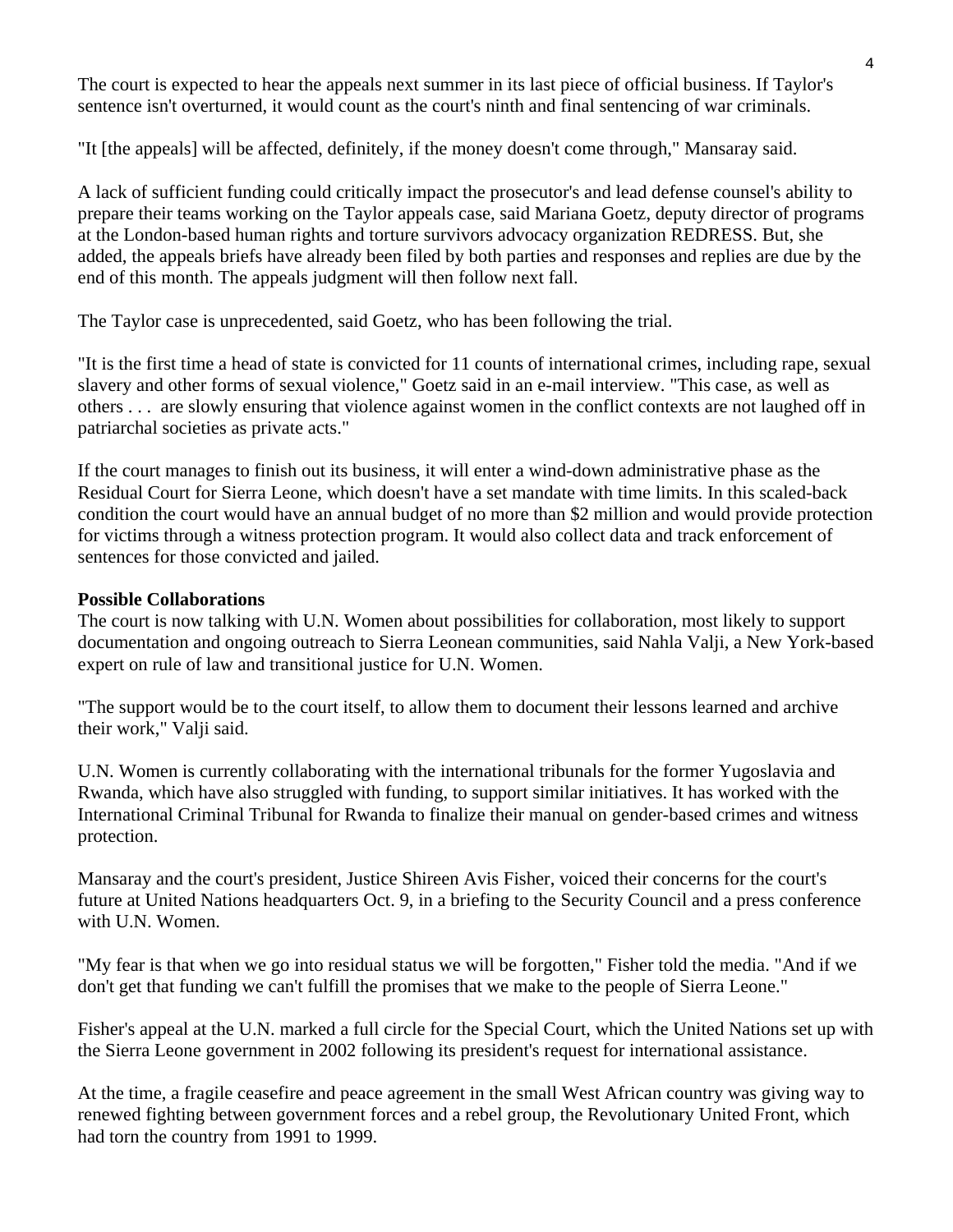The court is expected to hear the appeals next summer in its last piece of official business. If Taylor's sentence isn't overturned, it would count as the court's ninth and final sentencing of war criminals.

"It [the appeals] will be affected, definitely, if the money doesn't come through," Mansaray said.

A lack of sufficient funding could critically impact the prosecutor's and lead defense counsel's ability to prepare their teams working on the Taylor appeals case, said Mariana Goetz, deputy director of programs at the London-based human rights and torture survivors advocacy organization REDRESS. But, she added, the appeals briefs have already been filed by both parties and responses and replies are due by the end of this month. The appeals judgment will then follow next fall.

The Taylor case is unprecedented, said Goetz, who has been following the trial.

"It is the first time a head of state is convicted for 11 counts of international crimes, including rape, sexual slavery and other forms of sexual violence," Goetz said in an e-mail interview. "This case, as well as others . . . are slowly ensuring that violence against women in the conflict contexts are not laughed off in patriarchal societies as private acts."

If the court manages to finish out its business, it will enter a wind-down administrative phase as the Residual Court for Sierra Leone, which doesn't have a set mandate with time limits. In this scaled-back condition the court would have an annual budget of no more than $2 million and would provide protection for victims through a witness protection program. It would also collect data and track enforcement of sentences for those convicted and jailed.

**Possible Collaborations**

The court is now talking with U.N. Women about possibilities for collaboration, most likely to support documentation and ongoing outreach to Sierra Leonean communities, said Nahla Valji, a New York-based expert on rule of law and transitional justice for U.N. Women.

"The support would be to the court itself, to allow them to document their lessons learned and archive their work," Valji said.

U.N. Women is currently collaborating with the international tribunals for the former Yugoslavia and Rwanda, which have also struggled with funding, to support similar initiatives. It has worked with the International Criminal Tribunal for Rwanda to finalize their manual on gender-based crimes and witness protection.

Mansaray and the court's president, Justice Shireen Avis Fisher, voiced their concerns for the court's future at United Nations headquarters Oct. 9, in a briefing to the Security Council and a press conference with U.N. Women.

"My fear is that when we go into residual status we will be forgotten," Fisher told the media. "And if we don't get that funding we can't fulfill the promises that we make to the people of Sierra Leone."

Fisher's appeal at the U.N. marked a full circle for the Special Court, which the United Nations set up with the Sierra Leone government in 2002 following its president's request for international assistance.

At the time, a fragile ceasefire and peace agreement in the small West African country was giving way to renewed fighting between government forces and a rebel group, the Revolutionary United Front, which had torn the country from 1991 to 1999.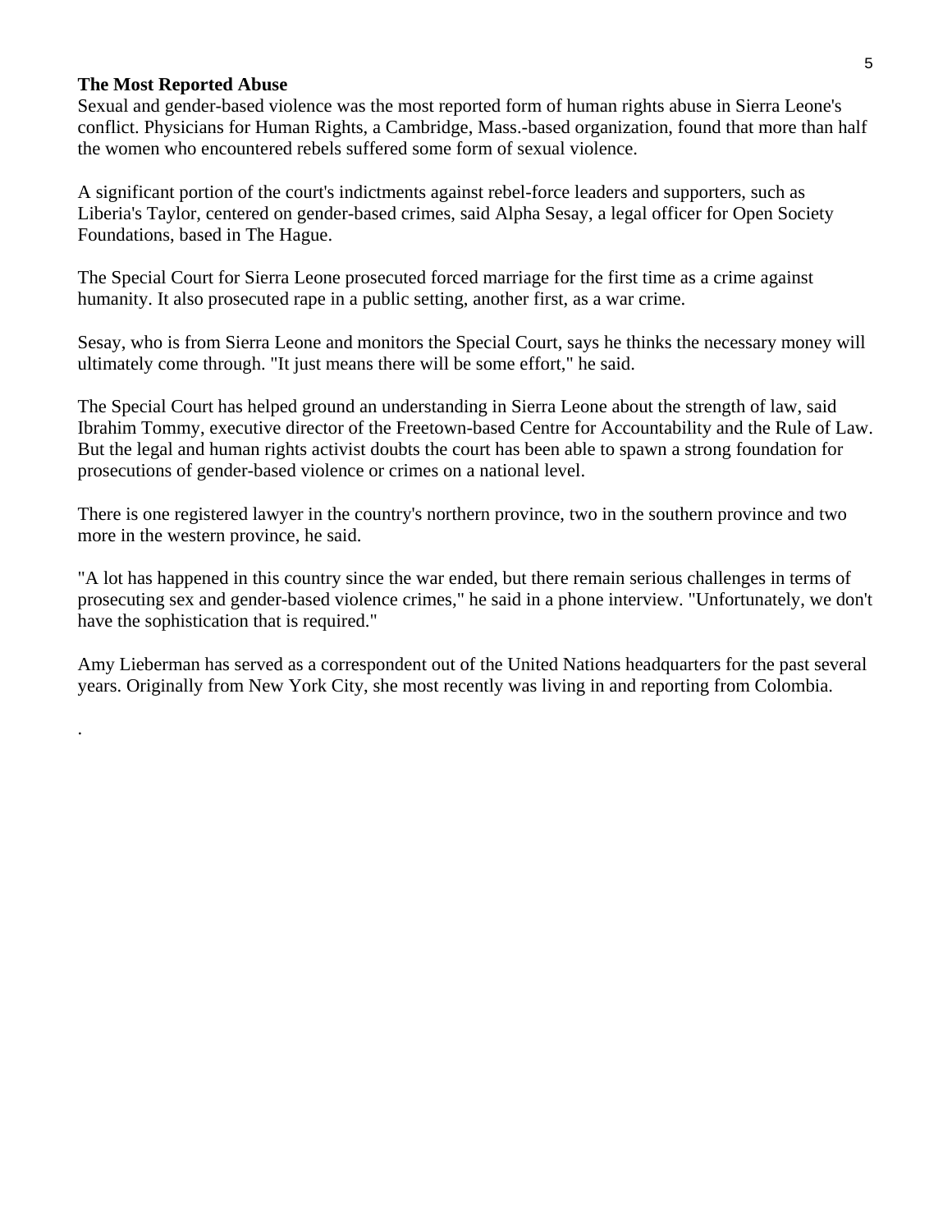**The Most Reported Abuse**

Sexual and gender-based violence was the most reported form of human rights abuse in Sierra Leone's conflict. Physicians for Human Rights, a Cambridge, Mass.-based organization, found that more than half the women who encountered rebels suffered some form of sexual violence.

A significant portion of the court's indictments against rebel-force leaders and supporters, such as Liberia's Taylor, centered on gender-based crimes, said Alpha Sesay, a legal officer for Open Society Foundations, based in The Hague.

The Special Court for Sierra Leone prosecuted forced marriage for the first time as a crime against humanity. It also prosecuted rape in a public setting, another first, as a war crime.

Sesay, who is from Sierra Leone and monitors the Special Court, says he thinks the necessary money will ultimately come through. "It just means there will be some effort," he said.

The Special Court has helped ground an understanding in Sierra Leone about the strength of law, said Ibrahim Tommy, executive director of the Freetown-based Centre for Accountability and the Rule of Law. But the legal and human rights activist doubts the court has been able to spawn a strong foundation for prosecutions of gender-based violence or crimes on a national level.

There is one registered lawyer in the country's northern province, two in the southern province and two more in the western province, he said.

"A lot has happened in this country since the war ended, but there remain serious challenges in terms of prosecuting sex and gender-based violence crimes," he said in a phone interview. "Unfortunately, we don't have the sophistication that is required."

Amy Lieberman has served as a correspondent out of the United Nations headquarters for the past several years. Originally from New York City, she most recently was living in and reporting from Colombia.

.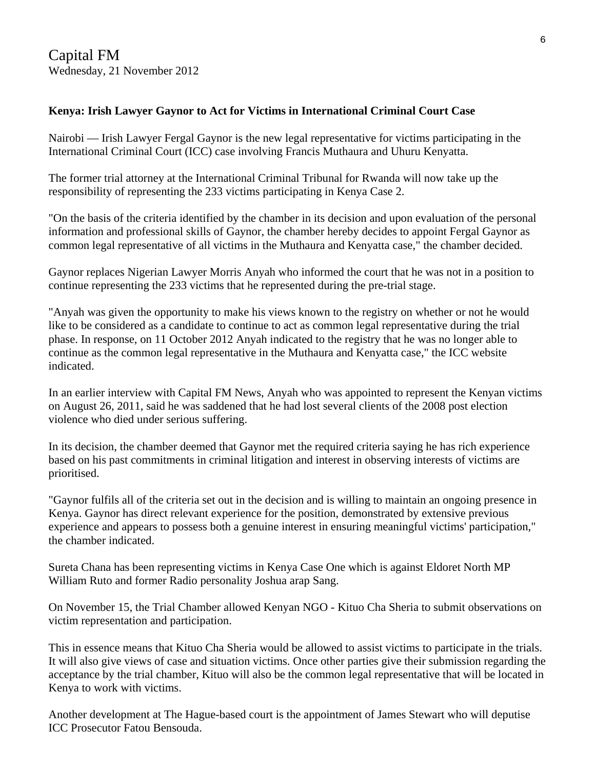Capital FM
Wednesday, 21 November 2012

**Kenya: Irish Lawyer Gaynor to Act for Victims in International Criminal Court Case**

Nairobi — Irish Lawyer Fergal Gaynor is the new legal representative for victims participating in the International Criminal Court (ICC) case involving Francis Muthaura and Uhuru Kenyatta.

The former trial attorney at the International Criminal Tribunal for Rwanda will now take up the responsibility of representing the 233 victims participating in Kenya Case 2.

"On the basis of the criteria identified by the chamber in its decision and upon evaluation of the personal information and professional skills of Gaynor, the chamber hereby decides to appoint Fergal Gaynor as common legal representative of all victims in the Muthaura and Kenyatta case," the chamber decided.

Gaynor replaces Nigerian Lawyer Morris Anyah who informed the court that he was not in a position to continue representing the 233 victims that he represented during the pre-trial stage.

"Anyah was given the opportunity to make his views known to the registry on whether or not he would like to be considered as a candidate to continue to act as common legal representative during the trial phase. In response, on 11 October 2012 Anyah indicated to the registry that he was no longer able to continue as the common legal representative in the Muthaura and Kenyatta case," the ICC website indicated.

In an earlier interview with Capital FM News, Anyah who was appointed to represent the Kenyan victims on August 26, 2011, said he was saddened that he had lost several clients of the 2008 post election violence who died under serious suffering.

In its decision, the chamber deemed that Gaynor met the required criteria saying he has rich experience based on his past commitments in criminal litigation and interest in observing interests of victims are prioritised.

"Gaynor fulfils all of the criteria set out in the decision and is willing to maintain an ongoing presence in Kenya. Gaynor has direct relevant experience for the position, demonstrated by extensive previous experience and appears to possess both a genuine interest in ensuring meaningful victims' participation," the chamber indicated.

Sureta Chana has been representing victims in Kenya Case One which is against Eldoret North MP William Ruto and former Radio personality Joshua arap Sang.

On November 15, the Trial Chamber allowed Kenyan NGO - Kituo Cha Sheria to submit observations on victim representation and participation.

This in essence means that Kituo Cha Sheria would be allowed to assist victims to participate in the trials. It will also give views of case and situation victims. Once other parties give their submission regarding the acceptance by the trial chamber, Kituo will also be the common legal representative that will be located in Kenya to work with victims.

Another development at The Hague-based court is the appointment of James Stewart who will deputise ICC Prosecutor Fatou Bensouda.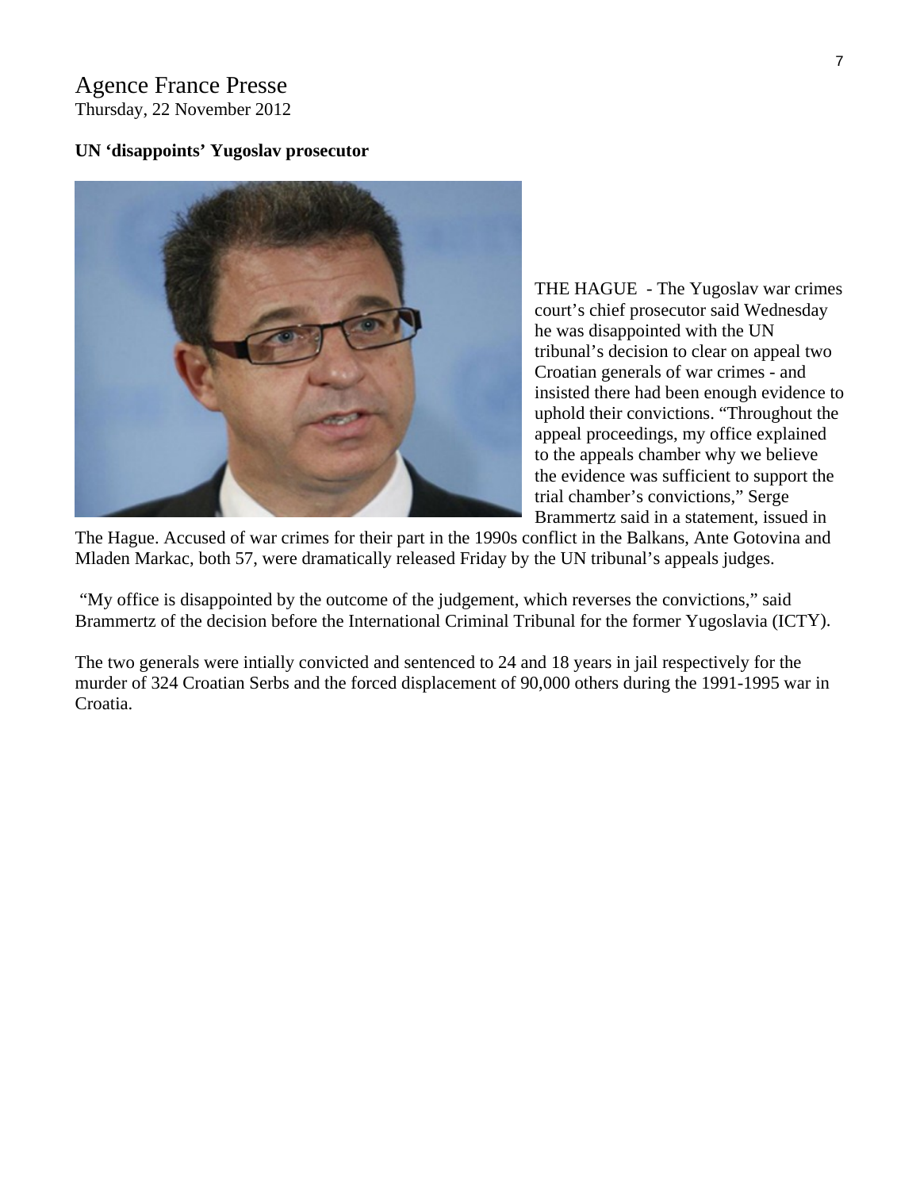Agence France Presse
Thursday, 22 November 2012

**UN 'disappoints' Yugoslav prosecutor**

THE HAGUE - The Yugoslav war crimes court's chief prosecutor said Wednesday he was disappointed with the UN tribunal's decision to clear on appeal two Croatian generals of war crimes - and insisted there had been enough evidence to uphold their convictions. "Throughout the appeal proceedings, my office explained to the appeals chamber why we believe the evidence was sufficient to support the trial chamber's convictions," Serge Brammertz said in a statement, issued in The Hague. Accused of war crimes for their part in the 1990s conflict in the Balkans, Ante Gotovina and Mladen Markac, both 57, were dramatically released Friday by the UN tribunal's appeals judges.

"My office is disappointed by the outcome of the judgement, which reverses the convictions," said Brammertz of the decision before the International Criminal Tribunal for the former Yugoslavia (ICTY).

The two generals were intially convicted and sentenced to 24 and 18 years in jail respectively for the murder of 324 Croatian Serbs and the forced displacement of 90,000 others during the 1991-1995 war in Croatia.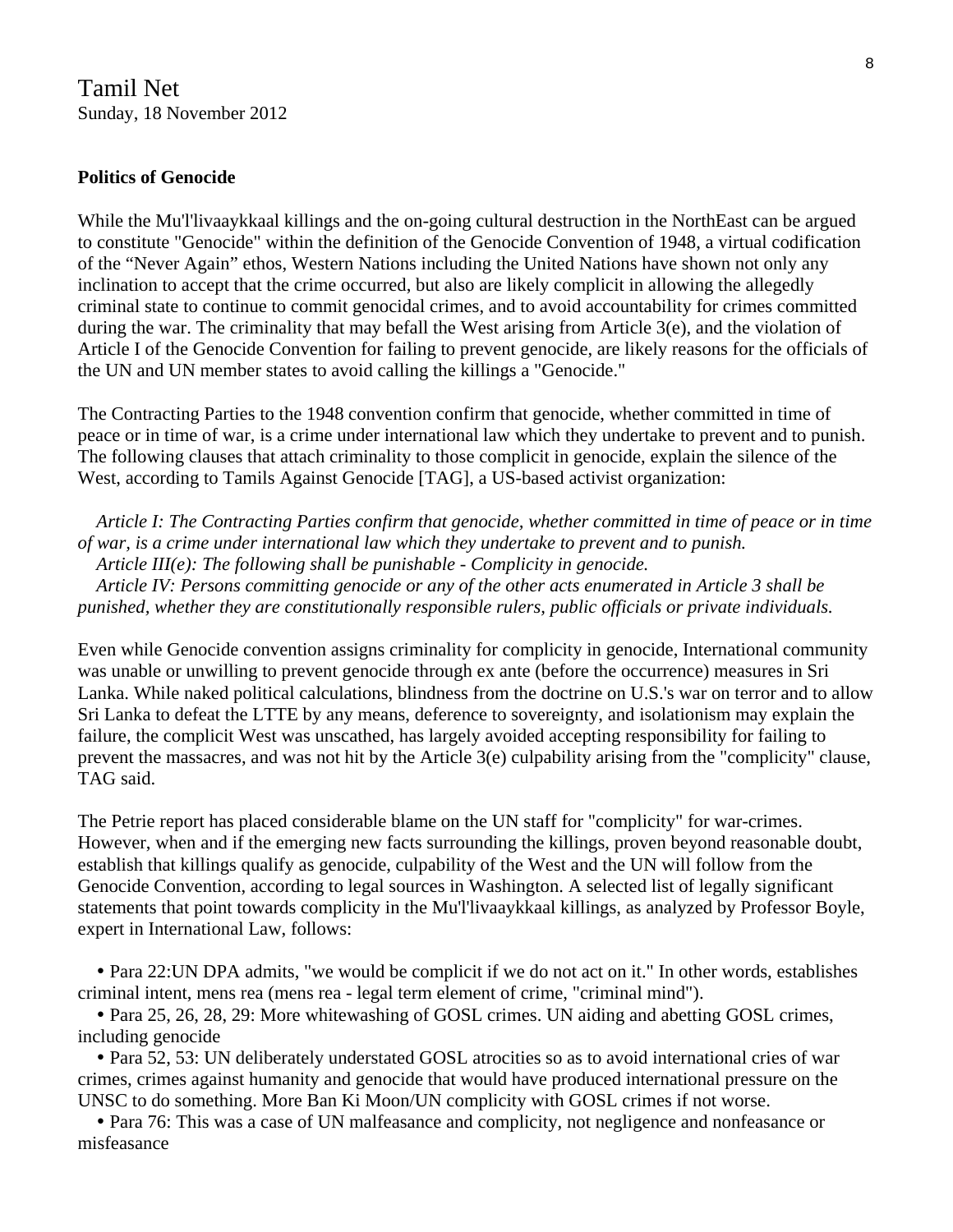Tamil Net
Sunday, 18 November 2012

**Politics of Genocide**

While the Mu'l'livaaykkaal killings and the on-going cultural destruction in the NorthEast can be argued to constitute "Genocide" within the definition of the Genocide Convention of 1948, a virtual codification of the “Never Again” ethos, Western Nations including the United Nations have shown not only any inclination to accept that the crime occurred, but also are likely complicit in allowing the allegedly criminal state to continue to commit genocidal crimes, and to avoid accountability for crimes committed during the war. The criminality that may befall the West arising from Article 3(e), and the violation of Article I of the Genocide Convention for failing to prevent genocide, are likely reasons for the officials of the UN and UN member states to avoid calling the killings a "Genocide."

The Contracting Parties to the 1948 convention confirm that genocide, whether committed in time of peace or in time of war, is a crime under international law which they undertake to prevent and to punish. The following clauses that attach criminality to those complicit in genocide, explain the silence of the West, according to Tamils Against Genocide [TAG], a US-based activist organization:

*Article I: The Contracting Parties confirm that genocide, whether committed in time of peace or in time of war, is a crime under international law which they undertake to prevent and to punish.*
*Article III(e): The following shall be punishable - Complicity in genocide.*
*Article IV: Persons committing genocide or any of the other acts enumerated in Article 3 shall be punished, whether they are constitutionally responsible rulers, public officials or private individuals.*

Even while Genocide convention assigns criminality for complicity in genocide, International community was unable or unwilling to prevent genocide through ex ante (before the occurrence) measures in Sri Lanka. While naked political calculations, blindness from the doctrine on U.S.'s war on terror and to allow Sri Lanka to defeat the LTTE by any means, deference to sovereignty, and isolationism may explain the failure, the complicit West was unscathed, has largely avoided accepting responsibility for failing to prevent the massacres, and was not hit by the Article 3(e) culpability arising from the "complicity" clause, TAG said.

The Petrie report has placed considerable blame on the UN staff for "complicity" for war-crimes. However, when and if the emerging new facts surrounding the killings, proven beyond reasonable doubt, establish that killings qualify as genocide, culpability of the West and the UN will follow from the Genocide Convention, according to legal sources in Washington. A selected list of legally significant statements that point towards complicity in the Mu'l'livaaykkaal killings, as analyzed by Professor Boyle, expert in International Law, follows:

- Para 22:UN DPA admits, "we would be complicit if we do not act on it." In other words, establishes criminal intent, mens rea (mens rea - legal term element of crime, "criminal mind").
- Para 25, 26, 28, 29: More whitewashing of GOSL crimes. UN aiding and abetting GOSL crimes, including genocide
- Para 52, 53: UN deliberately understated GOSL atrocities so as to avoid international cries of war crimes, crimes against humanity and genocide that would have produced international pressure on the UNSC to do something. More Ban Ki Moon/UN complicity with GOSL crimes if not worse.
- Para 76: This was a case of UN malfeasance and complicity, not negligence and nonfeasance or misfeasance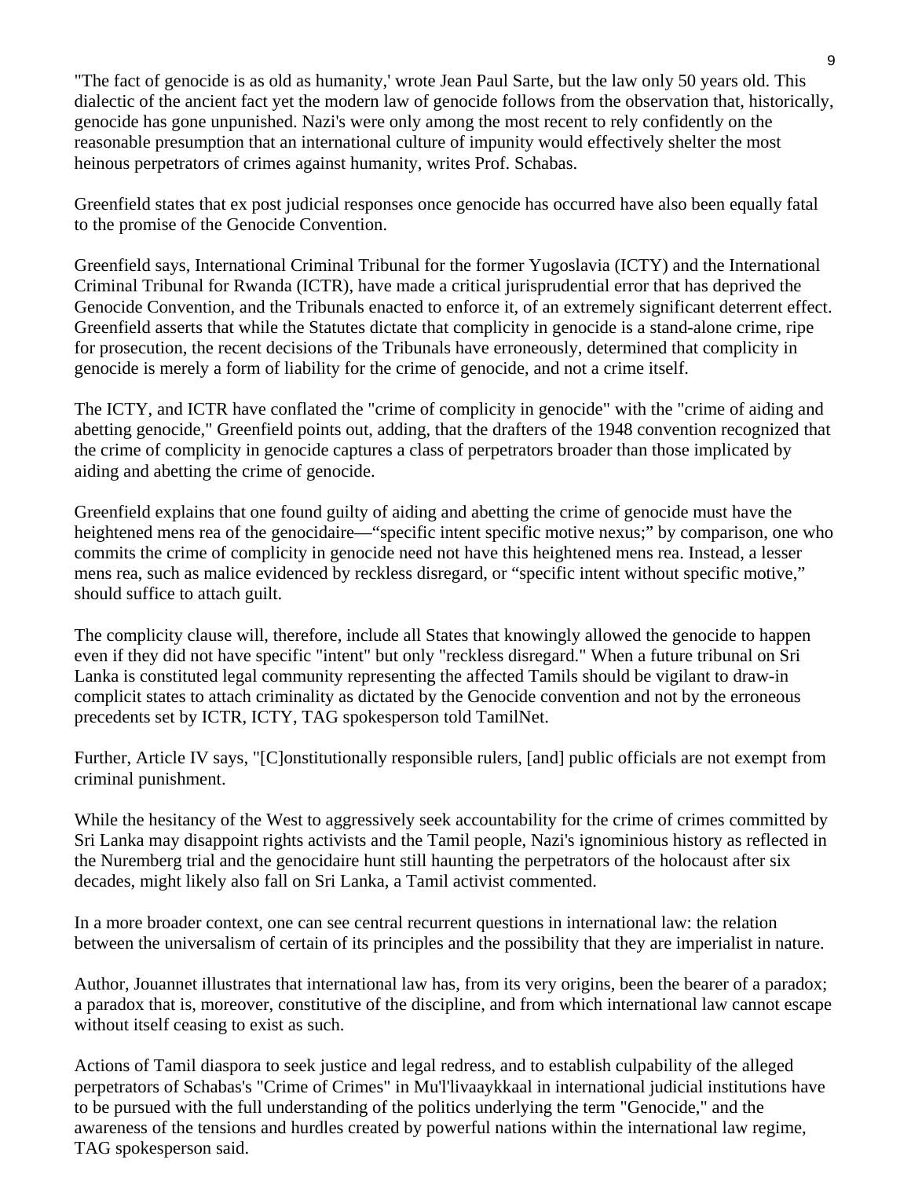"The fact of genocide is as old as humanity,' wrote Jean Paul Sarte, but the law only 50 years old. This dialectic of the ancient fact yet the modern law of genocide follows from the observation that, historically, genocide has gone unpunished. Nazi's were only among the most recent to rely confidently on the reasonable presumption that an international culture of impunity would effectively shelter the most heinous perpetrators of crimes against humanity, writes Prof. Schabas.

Greenfield states that ex post judicial responses once genocide has occurred have also been equally fatal to the promise of the Genocide Convention.

Greenfield says, International Criminal Tribunal for the former Yugoslavia (ICTY) and the International Criminal Tribunal for Rwanda (ICTR), have made a critical jurisprudential error that has deprived the Genocide Convention, and the Tribunals enacted to enforce it, of an extremely significant deterrent effect. Greenfield asserts that while the Statutes dictate that complicity in genocide is a stand-alone crime, ripe for prosecution, the recent decisions of the Tribunals have erroneously, determined that complicity in genocide is merely a form of liability for the crime of genocide, and not a crime itself.

The ICTY, and ICTR have conflated the "crime of complicity in genocide" with the "crime of aiding and abetting genocide," Greenfield points out, adding, that the drafters of the 1948 convention recognized that the crime of complicity in genocide captures a class of perpetrators broader than those implicated by aiding and abetting the crime of genocide.

Greenfield explains that one found guilty of aiding and abetting the crime of genocide must have the heightened mens rea of the genocidaire—"specific intent specific motive nexus;" by comparison, one who commits the crime of complicity in genocide need not have this heightened mens rea. Instead, a lesser mens rea, such as malice evidenced by reckless disregard, or "specific intent without specific motive," should suffice to attach guilt.

The complicity clause will, therefore, include all States that knowingly allowed the genocide to happen even if they did not have specific "intent" but only "reckless disregard." When a future tribunal on Sri Lanka is constituted legal community representing the affected Tamils should be vigilant to draw-in complicit states to attach criminality as dictated by the Genocide convention and not by the erroneous precedents set by ICTR, ICTY, TAG spokesperson told TamilNet.

Further, Article IV says, "[C]onstitutionally responsible rulers, [and] public officials are not exempt from criminal punishment.

While the hesitancy of the West to aggressively seek accountability for the crime of crimes committed by Sri Lanka may disappoint rights activists and the Tamil people, Nazi's ignominious history as reflected in the Nuremberg trial and the genocidaire hunt still haunting the perpetrators of the holocaust after six decades, might likely also fall on Sri Lanka, a Tamil activist commented.

In a more broader context, one can see central recurrent questions in international law: the relation between the universalism of certain of its principles and the possibility that they are imperialist in nature.

Author, Jouannet illustrates that international law has, from its very origins, been the bearer of a paradox; a paradox that is, moreover, constitutive of the discipline, and from which international law cannot escape without itself ceasing to exist as such.

Actions of Tamil diaspora to seek justice and legal redress, and to establish culpability of the alleged perpetrators of Schabas's "Crime of Crimes" in Mu'l'livaaykkaal in international judicial institutions have to be pursued with the full understanding of the politics underlying the term "Genocide," and the awareness of the tensions and hurdles created by powerful nations within the international law regime, TAG spokesperson said.